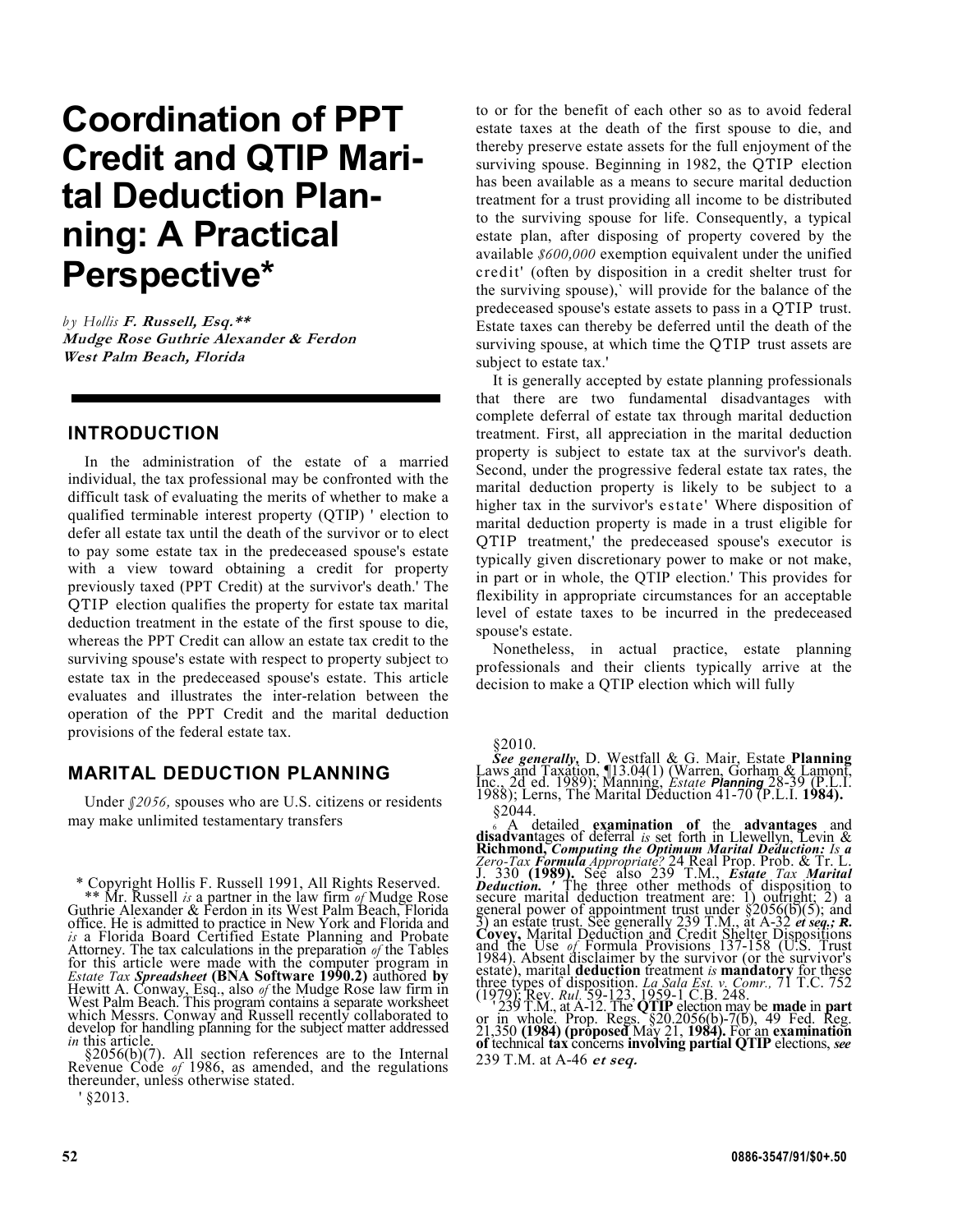# Coordination of PPT Credit and QTIP Marital Deduction Planning: A Practical Perspective*

*by Hollis* ***F. Russell, Esq.\*\****
***Mudge Rose Guthrie Alexander & Ferdon***
***West Palm Beach, Florida***

## INTRODUCTION

In the administration of the estate of a married individual, the tax professional may be confronted with the difficult task of evaluating the merits of whether to make a qualified terminable interest property (QTIP) ' election to defer all estate tax until the death of the survivor or to elect to pay some estate tax in the predeceased spouse's estate with a view toward obtaining a credit for property previously taxed (PPT Credit) at the survivor's death.' The QTIP election qualifies the property for estate tax marital deduction treatment in the estate of the first spouse to die, whereas the PPT Credit can allow an estate tax credit to the surviving spouse's estate with respect to property subject to estate tax in the predeceased spouse's estate. This article evaluates and illustrates the inter-relation between the operation of the PPT Credit and the marital deduction provisions of the federal estate tax.

## MARITAL DEDUCTION PLANNING

Under *§2056,* spouses who are U.S. citizens or residents may make unlimited testamentary transfers to or for the benefit of each other so as to avoid federal estate taxes at the death of the first spouse to die, and thereby preserve estate assets for the full enjoyment of the surviving spouse. Beginning in 1982, the QTIP election has been available as a means to secure marital deduction treatment for a trust providing all income to be distributed to the surviving spouse for life. Consequently, a typical estate plan, after disposing of property covered by the available *$600,000* exemption equivalent under the unified credit' (often by disposition in a credit shelter trust for the surviving spouse),` will provide for the balance of the predeceased spouse's estate assets to pass in a QTIP trust. Estate taxes can thereby be deferred until the death of the surviving spouse, at which time the QTIP trust assets are subject to estate tax.'

It is generally accepted by estate planning professionals that there are two fundamental disadvantages with complete deferral of estate tax through marital deduction treatment. First, all appreciation in the marital deduction property is subject to estate tax at the survivor's death. Second, under the progressive federal estate tax rates, the marital deduction property is likely to be subject to a higher tax in the survivor's estate' Where disposition of marital deduction property is made in a trust eligible for QTIP treatment,' the predeceased spouse's executor is typically given discretionary power to make or not make, in part or in whole, the QTIP election.' This provides for flexibility in appropriate circumstances for an acceptable level of estate taxes to be incurred in the predeceased spouse's estate.

Nonetheless, in actual practice, estate planning professionals and their clients typically arrive at the decision to make a QTIP election which will fully

---

\* Copyright Hollis F. Russell 1991, All Rights Reserved.

\*\* Mr. Russell *is* a partner in the law firm *of* Mudge Rose Guthrie Alexander & Ferdon in its West Palm Beach, Florida office. He is admitted to practice in New York and Florida and *is* a Florida Board Certified Estate Planning and Probate Attorney. The tax calculations in the preparation *of* the Tables for this article were made with the computer program in *Estate Tax* ***Spreadsheet*** **(BNA Software 1990.2)** authored **by** Hewitt A. Conway, Esq., also *of* the Mudge Rose law firm in West Palm Beach. This program contains a separate worksheet which Messrs. Conway and Russell recently collaborated to develop for handling planning for the subject matter addressed *in* this article.

§2056(b)(7). All section references are to the Internal Revenue Code *of* 1986, as amended, and the regulations thereunder, unless otherwise stated.

' §2013.

§2010.

***See generally,*** D. Westfall & G. Mair, Estate **Planning** Laws and Taxation, ¶13.04(1) (Warren, Gorham & Lamont, Inc., 2d ed. 1989); Manning, *Estate* ***Planning*** 28-39 (P.L.I. 1988); Lerns, The Marital Deduction 41-70 (P.L.I. **1984).**

§2044.

[6] A detailed **examination of** the **advantages** and **disadvan**tages of deferral *is* set forth in Llewellyn, Levin & **Richmond,** ***Computing the Optimum Marital Deduction: Is a Zero-Tax Formula Appropriate?*** 24 Real Prop. Prob. & Tr. L. J. 330 **(1989).** See also 239 T.M., ***Estate Tax Marital Deduction. '*** The three other methods of disposition to secure marital deduction treatment are: 1) outright; 2) a general power of appointment trust under §2056(b)(5); and 3) an estate trust. See generally 239 T.M., at A-32 ***et seq.; R.* Covey,** Marital Deduction and Credit Shelter Dispositions and the Use *of* Formula Provisions 137-158 (U.S. Trust 1984). Absent disclaimer by the survivor (or the survivor's estate), marital **deduction** treatment *is* **mandatory** for these three types of disposition. *La Sala Est. v. Comr.,* 71 T.C. 752 (1979); Rev. *Rul.* 59-123, 1959-1 C.B. 248.

' 239 T.M., at A-12. The **QTIP** election may be **made** in **part** or in whole. Prop. Regs. §20.2056(b)-7(b), 49 Fed. Reg. 21,350 **(1984) (proposed** May 21, **1984).** For an **examination of** technical **tax** concerns **involving partial QTIP** elections, ***see*** 239 T.M. at A-46 ***et seq.***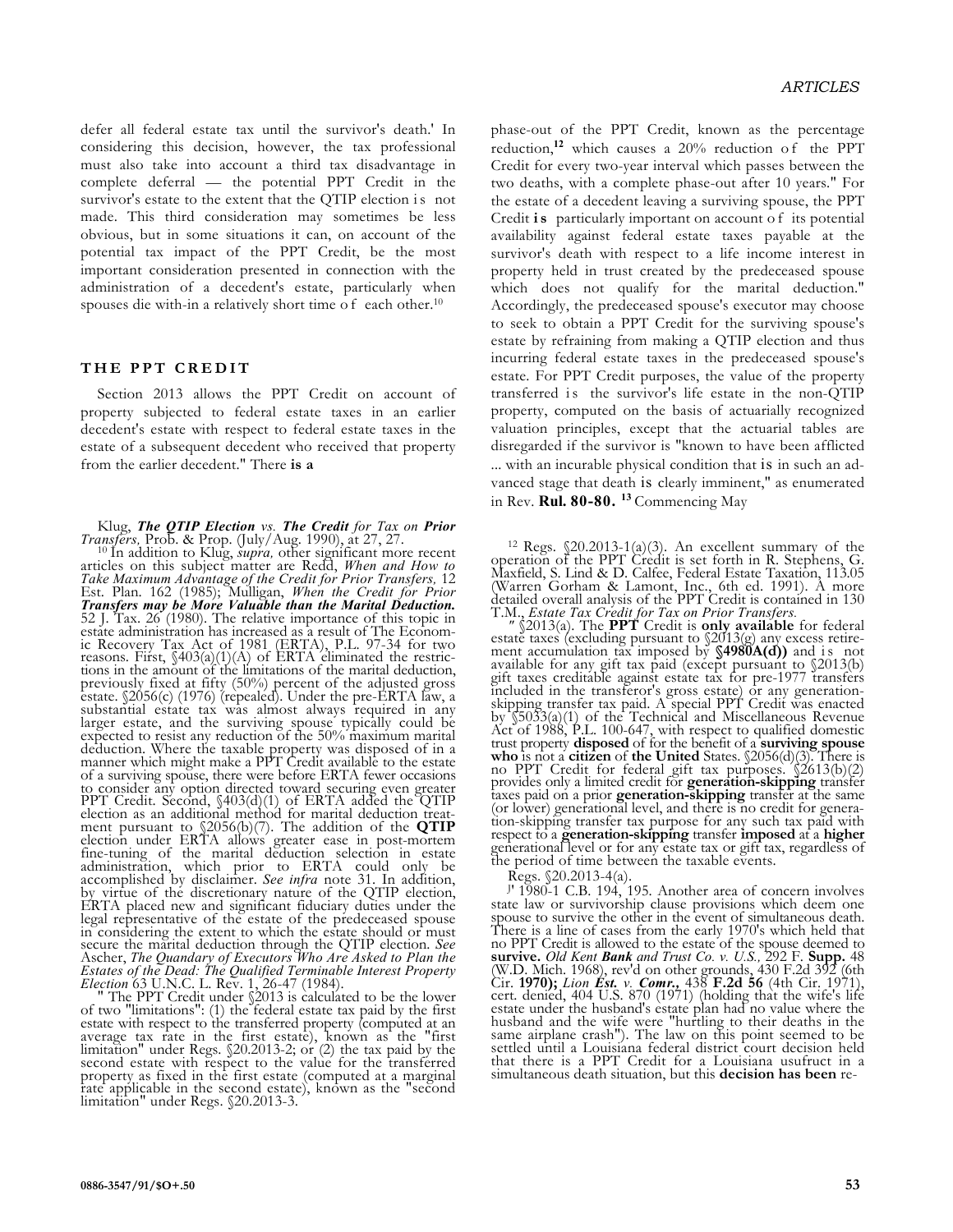defer all federal estate tax until the survivor's death.' In considering this decision, however, the tax professional must also take into account a third tax disadvantage in complete deferral — the potential PPT Credit in the survivor's estate to the extent that the QTIP election is not made. This third consideration may sometimes be less obvious, but in some situations it can, on account of the potential tax impact of the PPT Credit, be the most important consideration presented in connection with the administration of a decedent's estate, particularly when spouses die with-in a relatively short time of each other.[10]

## THE PPT CREDIT

Section 2013 allows the PPT Credit on account of property subjected to federal estate taxes in an earlier decedent's estate with respect to federal estate taxes in the estate of a subsequent decedent who received that property from the earlier decedent." There is a phase-out of the PPT Credit, known as the percentage reduction,[12] which causes a 20% reduction of the PPT Credit for every two-year interval which passes between the two deaths, with a complete phase-out after 10 years." For the estate of a decedent leaving a surviving spouse, the PPT Credit is particularly important on account of its potential availability against federal estate taxes payable at the survivor's death with respect to a life income interest in property held in trust created by the predeceased spouse which does not qualify for the marital deduction." Accordingly, the predeceased spouse's executor may choose to seek to obtain a PPT Credit for the surviving spouse's estate by refraining from making a QTIP election and thus incurring federal estate taxes in the predeceased spouse's estate. For PPT Credit purposes, the value of the property transferred is the survivor's life estate in the non-QTIP property, computed on the basis of actuarially recognized valuation principles, except that the actuarial tables are disregarded if the survivor is "known to have been afflicted ... with an incurable physical condition that is in such an advanced stage that death is clearly imminent," as enumerated in Rev. **Rul. 80-80.** [13] Commencing May

---

Klug, ***The QTIP Election** vs. **The Credit** for Tax on **Prior** Transfers,* Prob. & Prop. (July/Aug. 1990), at 27, 27.

[10] In addition to Klug, *supra,* other significant more recent articles on this subject matter are Redd, *When and How to Take Maximum Advantage of the Credit for Prior Transfers,* 12 Est. Plan. 162 (1985); Mulligan, *When the Credit for Prior **Transfers may be More Valuable than the Marital Deduction.*** 52 J. Tax. 26 (1980). The relative importance of this topic in estate administration has increased as a result of The Economic Recovery Tax Act of 1981 (ERTA), P.L. 97-34 for two reasons. First, §403(a)(1)(A) of ERTA eliminated the restrictions in the amount of the limitations of the marital deduction, previously fixed at fifty (50%) percent of the adjusted gross estate. §2056(c) (1976) (repealed). Under the pre-ERTA law, a substantial estate tax was almost always required in any larger estate, and the surviving spouse typically could be expected to resist any reduction of the 50% maximum marital deduction. Where the taxable property was disposed of in a manner which might make a PPT Credit available to the estate of a surviving spouse, there were before ERTA fewer occasions to consider any option directed toward securing even greater PPT Credit. Second, §403(d)(1) of ERTA added the QTIP election as an additional method for marital deduction treatment pursuant to §2056(b)(7). The addition of the **QTIP** election under ERTA allows greater ease in post-mortem fine-tuning of the marital deduction selection in estate administration, which prior to ERTA could only be accomplished by disclaimer. *See infra* note 31. In addition, by virtue of the discretionary nature of the QTIP election, ERTA placed new and significant fiduciary duties under the legal representative of the estate of the predeceased spouse in considering the extent to which the estate should or must secure the marital deduction through the QTIP election. *See* Ascher, *The Quandary of Executors Who Are Asked to Plan the Estates of the Dead: The Qualified Terminable Interest Property Election* 63 U.N.C. L. Rev. 1, 26-47 (1984).

" The PPT Credit under §2013 is calculated to be the lower of two "limitations": (1) the federal estate tax paid by the first estate with respect to the transferred property (computed at an average tax rate in the first estate), known as the "first limitation" under Regs. §20.2013-2; or (2) the tax paid by the second estate with respect to the value for the transferred property as fixed in the first estate (computed at a marginal rate applicable in the second estate), known as the "second limitation" under Regs. §20.2013-3.

[12] Regs. §20.2013-1(a)(3). An excellent summary of the operation of the PPT Credit is set forth in R. Stephens, G. Maxfield, S. Lind & D. Calfee, Federal Estate Taxation, 113.05 (Warren Gorham & Lamont, Inc., 6th ed. 1991). A more detailed overall analysis of the PPT Credit is contained in 130 T.M., *Estate Tax Credit for Tax on Prior Transfers.*

" §2013(a). The **PPT** Credit is **only available** for federal estate taxes (excluding pursuant to §2013(g) any excess retirement accumulation tax imposed by **§4980A(d))** and is not available for any gift tax paid (except pursuant to §2013(b) gift taxes creditable against estate tax for pre-1977 transfers included in the transferor's gross estate) or any generation-skipping transfer tax paid. A special PPT Credit was enacted by §5033(a)(1) of the Technical and Miscellaneous Revenue Act of 1988, P.L. 100-647, with respect to qualified domestic trust property **disposed** of for the benefit of a **surviving spouse who** is not a **citizen** of **the United** States. §2056(d)(3). There is no PPT Credit for federal gift tax purposes. §2613(b)(2) provides only a limited credit for **generation-skipping** transfer taxes paid on a prior **generation-skipping** transfer at the same (or lower) generational level, and there is no credit for generation-skipping transfer tax purpose for any such tax paid with respect to a **generation-skipping** transfer **imposed** at a **higher** generational level or for any estate tax or gift tax, regardless of the period of time between the taxable events.

Regs. §20.2013-4(a).

J' 1980-1 C.B. 194, 195. Another area of concern involves state law or survivorship clause provisions which deem one spouse to survive the other in the event of simultaneous death. There is a line of cases from the early 1970's which held that no PPT Credit is allowed to the estate of the spouse deemed to **survive.** *Old Kent **Bank** and Trust Co. v. U.S.,* 292 F. **Supp.** 48 (W.D. Mich. 1968), rev'd on other grounds, 430 F.2d 392 (6th Cir. **1970);** *Lion **Est.** v. **Comr.,*** 438 **F.2d 56** (4th Cir. 1971), cert. denied, 404 U.S. 870 (1971) (holding that the wife's life estate under the husband's estate plan had no value where the husband and the wife were "hurtling to their deaths in the same airplane crash"). The law on this point seemed to be settled until a Louisiana federal district court decision held that there is a PPT Credit for a Louisiana usufruct in a simultaneous death situation, but this **decision has been** re-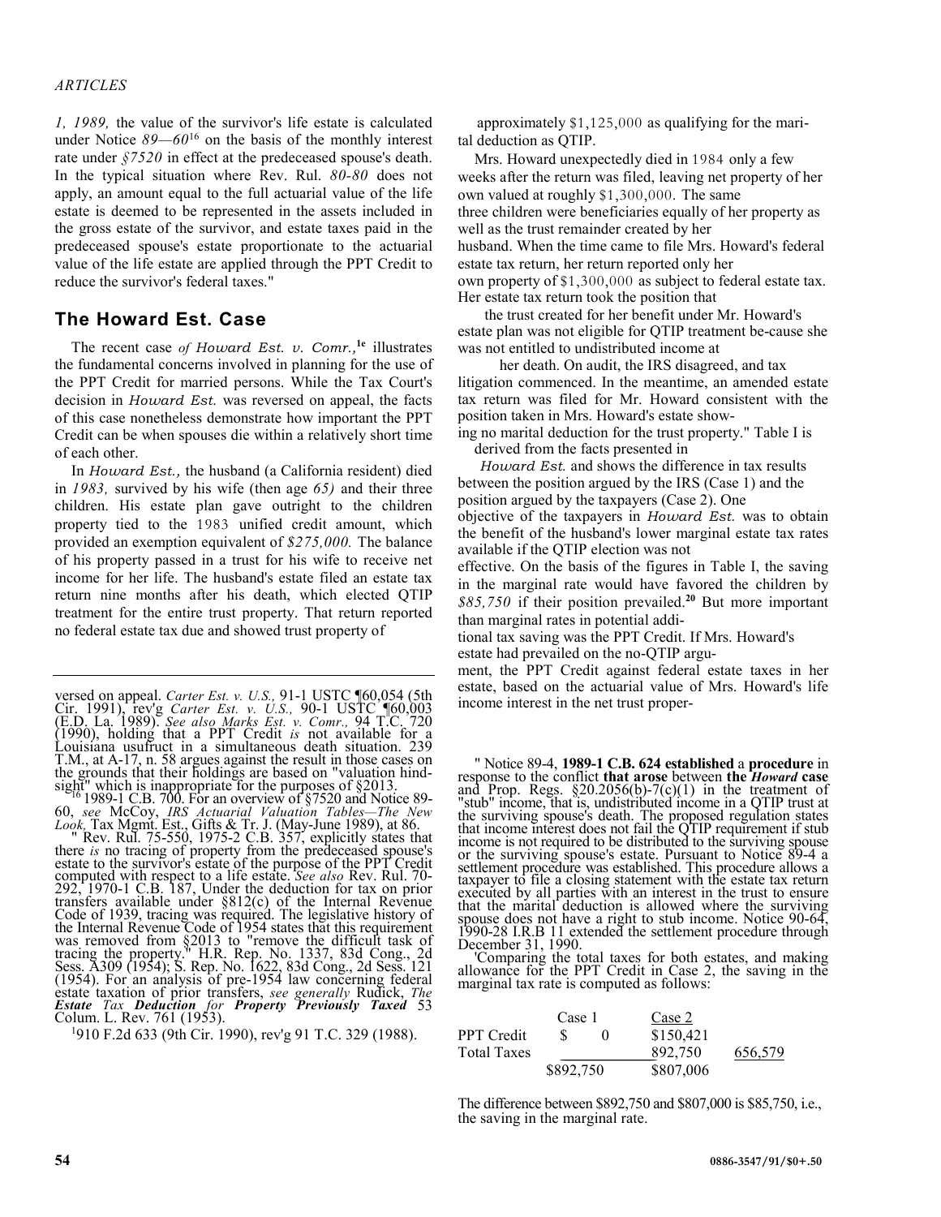*1, 1989,* the value of the survivor's life estate is calculated under Notice *89—60*[16] on the basis of the monthly interest rate under *§7520* in effect at the predeceased spouse's death. In the typical situation where Rev. Rul. *80-80* does not apply, an amount equal to the full actuarial value of the life estate is deemed to be represented in the assets included in the gross estate of the survivor, and estate taxes paid in the predeceased spouse's estate proportionate to the actuarial value of the life estate are applied through the PPT Credit to reduce the survivor's federal taxes."

## The Howard Est. Case

The recent case *of Howard Est. v. Comr.,*[1e] illustrates the fundamental concerns involved in planning for the use of the PPT Credit for married persons. While the Tax Court's decision in *Howard Est.* was reversed on appeal, the facts of this case nonetheless demonstrate how important the PPT Credit can be when spouses die within a relatively short time of each other.

In *Howard Est.,* the husband (a California resident) died in *1983,* survived by his wife (then age *65)* and their three children. His estate plan gave outright to the children property tied to the 1983 unified credit amount, which provided an exemption equivalent of *$275,000.* The balance of his property passed in a trust for his wife to receive net income for her life. The husband's estate filed an estate tax return nine months after his death, which elected QTIP treatment for the entire trust property. That return reported no federal estate tax due and showed trust property of approximately $1,125,000 as qualifying for the marital deduction as QTIP.

Mrs. Howard unexpectedly died in 1984 only a few weeks after the return was filed, leaving net property of her own valued at roughly $1,300,000. The same three children were beneficiaries equally of her property as well as the trust remainder created by her husband. When the time came to file Mrs. Howard's federal estate tax return, her return reported only her own property of $1,300,000 as subject to federal estate tax. Her estate tax return took the position that the trust created for her benefit under Mr. Howard's estate plan was not eligible for QTIP treatment be-cause she was not entitled to undistributed income at her death. On audit, the IRS disagreed, and tax litigation commenced. In the meantime, an amended estate tax return was filed for Mr. Howard consistent with the position taken in Mrs. Howard's estate showing no marital deduction for the trust property." Table I is derived from the facts presented in *Howard Est.* and shows the difference in tax results between the position argued by the IRS (Case 1) and the position argued by the taxpayers (Case 2). One objective of the taxpayers in *Howard Est.* was to obtain the benefit of the husband's lower marginal estate tax rates available if the QTIP election was not effective. On the basis of the figures in Table I, the saving in the marginal rate would have favored the children by *$85,750* if their position prevailed.[20] But more important than marginal rates in potential additional tax saving was the PPT Credit. If Mrs. Howard's estate had prevailed on the no-QTIP argument, the PPT Credit against federal estate taxes in her estate, based on the actuarial value of Mrs. Howard's life income interest in the net trust proper-

---

versed on appeal. *Carter Est. v. U.S.,* 91-1 USTC ¶60,054 (5th Cir. 1991), rev'g *Carter Est. v. U.S.,* 90-1 USTC ¶60,003 (E.D. La. 1989). *See also Marks Est. v. Comr.,* 94 T.C. 720 (1990), holding that a PPT Credit *is* not available for a Louisiana usufruct in a simultaneous death situation. 239 T.M., at A-17, n. 58 argues against the result in those cases on the grounds that their holdings are based on "valuation hindsight" which is inappropriate for the purposes of §2013.

[16] 1989-1 C.B. 700. For an overview of §7520 and Notice 89-60, *see* McCoy, *IRS Actuarial Valuation Tables—The New Look,* Tax Mgmt. Est., Gifts & Tr. J. (May-June 1989), at 86.

" Rev. Rul. 75-550, 1975-2 C.B. 357, explicitly states that there *is* no tracing of property from the predeceased spouse's estate to the survivor's estate of the purpose of the PPT Credit computed with respect to a life estate. *See also* Rev. Rul. 70-292, 1970-1 C.B. 187, Under the deduction for tax on prior transfers available under §812(c) of the Internal Revenue Code of 1939, tracing was required. The legislative history of the Internal Revenue Code of 1954 states that this requirement was removed from §2013 to "remove the difficult task of tracing the property." H.R. Rep. No. 1337, 83d Cong., 2d Sess. A309 (1954); S. Rep. No. 1622, 83d Cong., 2d Sess. 121 (1954). For an analysis of pre-1954 law concerning federal estate taxation of prior transfers, *see generally* Rudick, *The **Estate** Tax **Deduction** for **Property Previously Taxed*** 53 Colum. L. Rev. 761 (1953).

[1] 910 F.2d 633 (9th Cir. 1990), rev'g 91 T.C. 329 (1988).

" Notice 89-4, **1989-1 C.B. 624 established** a **procedure** in response to the conflict **that arose** between **the *Howard* case** and Prop. Regs. §20.2056(b)-7(c)(1) in the treatment of "stub" income, that is, undistributed income in a QTIP trust at the surviving spouse's death. The proposed regulation states that income interest does not fail the QTIP requirement if stub income is not required to be distributed to the surviving spouse or the surviving spouse's estate. Pursuant to Notice 89-4 a settlement procedure was established. This procedure allows a taxpayer to file a closing statement with the estate tax return executed by all parties with an interest in the trust to ensure that the marital deduction is allowed where the surviving spouse does not have a right to stub income. Notice 90-64, 1990-28 I.R.B 11 extended the settlement procedure through December 31, 1990.

'Comparing the total taxes for both estates, and making allowance for the PPT Credit in Case 2, the saving in the marginal tax rate is computed as follows:

| | Case 1 | Case 2 | |
|---|---|---|---|
| PPT Credit | $ 0 | $150,421 | |
| Total Taxes | | 892,750 | 656,579 |
| | $892,750 | $807,006 | |

The difference between $892,750 and $807,000 is $85,750, i.e., the saving in the marginal rate.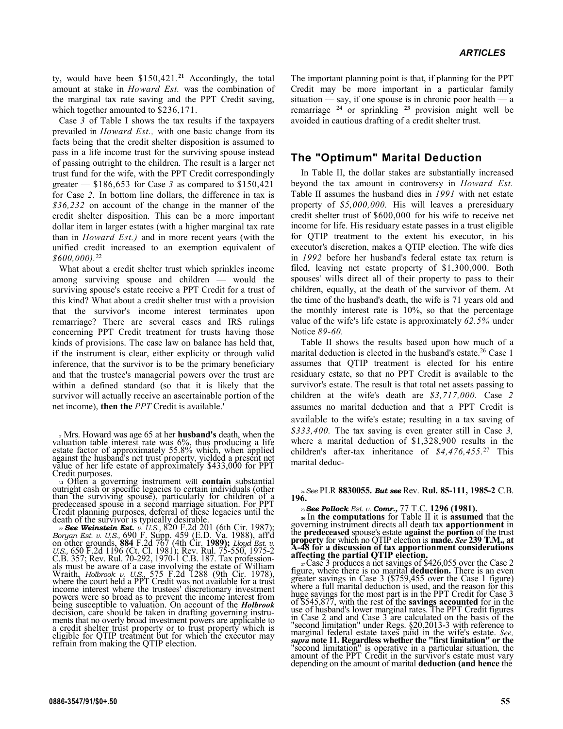ty, would have been $150,421.[21] Accordingly, the total amount at stake in *Howard Est.* was the combination of the marginal tax rate saving and the PPT Credit saving, which together amounted to $236,171.

Case *3* of Table I shows the tax results if the taxpayers prevailed in *Howard Est.,* with one basic change from its facts being that the credit shelter disposition is assumed to pass in a life income trust for the surviving spouse instead of passing outright to the children. The result is a larger net trust fund for the wife, with the PPT Credit correspondingly greater — $186,653 for Case *3* as compared to $150,421 for Case *2.* In bottom line dollars, the difference in tax is *$36,232* on account of the change in the manner of the credit shelter disposition. This can be a more important dollar item in larger estates (with a higher marginal tax rate than in *Howard Est.)* and in more recent years (with the unified credit increased to an exemption equivalent of *$600,000).*[22]

What about a credit shelter trust which sprinkles income among surviving spouse and children — would the surviving spouse's estate receive a PPT Credit for a trust of this kind? What about a credit shelter trust with a provision that the survivor's income interest terminates upon remarriage? There are several cases and IRS rulings concerning PPT Credit treatment for trusts having those kinds of provisions. The case law on balance has held that, if the instrument is clear, either explicity or through valid inference, that the survivor is to be the primary beneficiary and that the trustee's managerial powers over the trust are within a defined standard (so that it is likely that the survivor will actually receive an ascertainable portion of the net income), **then the** *PPT* Credit is available.'

The important planning point is that, if planning for the PPT Credit may be more important in a particular family situation — say, if one spouse is in chronic poor health — a remarriage [24] or sprinkling [23] provision might well be avoided in cautious drafting of a credit shelter trust.

## The "Optimum" Marital Deduction

In Table II, the dollar stakes are substantially increased beyond the tax amount in controversy in *Howard Est.* Table II assumes the husband dies in *1991* with net estate property of *$5,000,000.* His will leaves a preresiduary credit shelter trust of $600,000 for his wife to receive net income for life. His residuary estate passes in a trust eligible for QTIP treatment to the extent his executor, in his executor's discretion, makes a QTIP election. The wife dies in *1992* before her husband's federal estate tax return is filed, leaving net estate property of $1,300,000. Both spouses' wills direct all of their property to pass to their children, equally, at the death of the survivor of them. At the time of the husband's death, the wife is 71 years old and the monthly interest rate is 10%, so that the percentage value of the wife's life estate is approximately *62.5%* under Notice *89-60.*

Table II shows the results based upon how much of a marital deduction is elected in the husband's estate.[26] Case 1 assumes that QTIP treatment is elected for his entire residuary estate, so that no PPT Credit is available to the survivor's estate. The result is that total net assets passing to children at the wife's death are *$3,717,000.* Case *2* assumes no marital deduction and that a PPT Credit is available to the wife's estate; resulting in a tax saving of *$333,400.* The tax saving is even greater still in Case *3,* where a marital deduction of $1,328,900 results in the children's after-tax inheritance of *$4,476,455.*[27] This marital deduc-

---

[21] Mrs. Howard was age 65 at her **husband's** death, when the valuation table interest rate was 6%, thus producing a life estate factor of approximately 55.8% which, when applied against the husband's net trust property, yielded a present net value of her life estate of approximately $433,000 for PPT Credit purposes.

[u] Often a governing instrument will **contain** substantial outright cash or specific legacies to certain individuals (other than the surviving spouse), particularly for children of a predeceased spouse in a second marriage situation. For PPT Credit planning purposes, deferral of these legacies until the death of the survivor is typically desirable.

[22] ***See Weinstein Est.*** *v. U.S.,* 820 F.2d 201 (6th Cir. 1987); *Boryan Est. v. U.S.,* 690 F. Supp. 459 (E.D. Va. 1988), aff'd on other grounds, **884** F.2d 767 (4th Cir. **1989);** *Lloyd Est. v. U.S.,* 650 F.2d 1196 (Ct. Cl. 1981); Rev. Rul. 75-550, 1975-2 C.B. 357; Rev. Rul. 70-292, 1970-1 C.B. 187. Tax professionals must be aware of a case involving the estate of William Wraith, *Holbrook v. U.S.,* 575 F.2d 1288 (9th Cir. 1978), where the court held a PPT Credit was not available for a trust income interest where the trustees' discretionary investment powers were so broad as to prevent the income interest from being susceptible to valuation. On account of the ***Holbrook*** decision, care should be taken in drafting governing instruments that no overly broad investment powers are applicable to a credit shelter trust property or to trust property which is eligible for QTIP treatment but for which the executor may refrain from making the QTIP election.

[24] *See* PLR **8830055.** ***But see*** Rev. **Rul. 85-111, 1985-2** C.B. **196.**

[23] ***See Pollock*** *Est. v.* ***Comr.,*** 77 T.C. **1296 (1981).**

[26] In **the computations** for Table II it is **assumed** that the governing instrument directs all death tax **apportionment** in the **predeceased** spouse's estate **against** the **portion** of the trust **property** for which no QTIP election is **made.** ***See*** **239 T.M., at A-48 for a discussion of tax apportionment considerations affecting the partial QTIP election.**

[27] Case 3 produces a net savings of $426,055 over the Case 2 figure, where there is no marital **deduction.** There is an even greater savings in Case 3 ($759,455 over the Case 1 figure) where a full marital deduction is used, and the reason for this huge savings for the most part is in the PPT Credit for Case 3 of $545,877, with the rest of the **savings accounted** for in the use of husband's lower marginal rates. The PPT Credit figures in Case 2 and and Case 3 are calculated on the basis of the "second limitation" under Regs. §20.2013-3 with reference to marginal federal estate taxes paid in the wife's estate. *See,* ***supra*** **note 11. Regardless whether the "first limitation" or the** "second limitation" is operative in a particular situation, the amount of the PPT Credit in the survivor's estate must vary depending on the amount of marital **deduction (and hence** the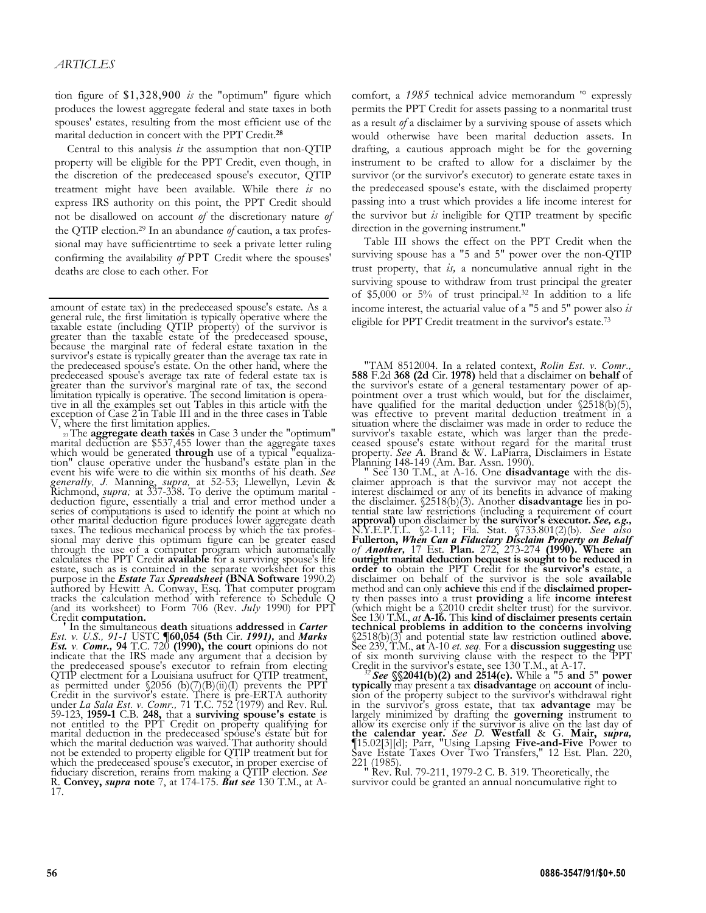tion figure of $1,328,900 *is* the "optimum" figure which produces the lowest aggregate federal and state taxes in both spouses' estates, resulting from the most efficient use of the marital deduction in concert with the PPT Credit.[28]

Central to this analysis *is* the assumption that non-QTIP property will be eligible for the PPT Credit, even though, in the discretion of the predeceased spouse's executor, QTIP treatment might have been available. While there *is* no express IRS authority on this point, the PPT Credit should not be disallowed on account *of* the discretionary nature *of* the QTIP election.[29] In an abundance *of* caution, a tax professional may have sufficientrtime to seek a private letter ruling confirming the availability *of* PPT Credit where the spouses' deaths are close to each other. For comfort, a *1985* technical advice memorandum [30] expressly permits the PPT Credit for assets passing to a nonmarital trust as a result *of* a disclaimer by a surviving spouse of assets which would otherwise have been marital deduction assets. In drafting, a cautious approach might be for the governing instrument to be crafted to allow for a disclaimer by the survivor (or the survivor's executor) to generate estate taxes in the predeceased spouse's estate, with the disclaimed property passing into a trust which provides a life income interest for the survivor but *is* ineligible for QTIP treatment by specific direction in the governing instrument.[31]

Table III shows the effect on the PPT Credit when the surviving spouse has a "5 and 5" power over the non-QTIP trust property, that *is,* a noncumulative annual right in the surviving spouse to withdraw from trust principal the greater of $5,000 or 5% of trust principal.[32] In addition to a life income interest, the actuarial value of a "5 and 5" power also *is* eligible for PPT Credit treatment in the survivor's estate.[33]

---

amount of estate tax) in the predeceased spouse's estate. As a general rule, the first limitation is typically operative where the taxable estate (including QTIP property) of the survivor is greater than the taxable estate of the predeceased spouse, because the marginal rate of federal estate taxation in the survivor's estate is typically greater than the average tax rate in the predeceased spouse's estate. On the other hand, where the predeceased spouse's average tax rate of federal estate tax is greater than the survivor's marginal rate of tax, the second limitation typically is operative. The second limitation is operative in all the examples set out Tables in this article with the exception of Case 2 in Table III and in the three cases in Table V, where the first limitation applies.

[28] The **aggregate death taxes** in Case 3 under the "optimum" marital deduction are $537,455 lower than the aggregate taxes which would be generated **through** use of a typical "equalization" clause operative under the husband's estate plan in the event his wife were to die within six months of his death. *See generally, J.* Manning, *supra,* at 52-53; Llewellyn, Levin & Richmond, *supra;* at 337-338. To derive the optimum marital - deduction figure, essentially a trial and error method under a series of computations is used to identify the point at which no other marital deduction figure produces lower aggregate death taxes. The tedious mechanical process by which the tax professional may derive this optimum figure can be greater eased through the use of a computer program which automatically calculates the PPT Credit **available** for a surviving spouse's life estate, such as is contained in the separate worksheet for this purpose in the ***Estate*** *Tax* ***Spreadsheet*** **(BNA Software** 1990.2) authored by Hewitt A. Conway, Esq. That computer program tracks the calculation method with reference to Schedule Q (and its worksheet) to Form 706 (Rev. *July* 1990) for PPT Credit **computation.**

[29] In the simultaneous **death** situations **addressed** in *Carter Est. v. U.S., 91-1* USTC **¶60,054 (5th** Cir. *1991),* and ***Marks Est.* v. *Comr.,*** **94** T.C. 720 **(1990), the court** opinions do not indicate that the IRS made any argument that a decision by the predeceased spouse's executor to refrain from electing QTIP electment for a Louisiana usufruct for QTIP treatment, as permitted under §2056 (b)(7)(B)(ii)(I) prevents the PPT Credit in the survivor's estate. There is pre-ERTA authority under *La Sala Est. v. Comr.,* 71 T.C. 752 (1979) and Rev. Rul. 59-123, **1959-1** C.B. **248,** that a **surviving spouse's estate** is not entitled to the PPT Credit on property qualifying for marital deduction in the predeceased spouse's estate but for which the marital deduction was waived. That authority should not be extended to property eligible for QTIP treatment but for which the predeceased spouse's executor, in proper exercise of fiduciary discretion, refrains from making a QTIP election. *See* R. **Convey,** ***supra*** **note** 7, at 174-175. ***But see*** 130 T.M., at A-17.

[30] TAM 8512004. In a related context, *Rolin Est. v. Comr.,* **588** F.2d **368 (2d** Cir. **1978)** held that a disclaimer on **behalf** of the survivor's estate of a general testamentary power of appointment over a trust which would, but for the disclaimer, have qualified for the marital deduction under §2518(b)(5), was effective to prevent marital deduction treatment in a situation where the disclaimer was made in order to reduce the survivor's taxable estate, which was larger than the predeceased spouse's estate without regard for the marital trust property. *See A.* Brand & W. LaPiarra, Disclaimers in Estate Planning 148-149 (Am. Bar. Assn. 1990).

[31] See 130 T.M., at A-16. One **disadvantage** with the disclaimer approach is that the survivor may not accept the interest disclaimed or any of its benefits in advance of making the disclaimer. §2518(b)(3). Another **disadvantage** lies in potential state law restrictions (including a requirement of court **approval)** upon disclaimer by **the survivor's executor.** ***See, e.g.,*** N.Y.E.P.T.L. §2-1.11; Fla. Stat. §733.801(2)(b). *See also* **Fullerton,** ***When Can a Fiduciary Disclaim Property on Behalf of Another,*** 17 Est. **Plan.** 272, 273-274 **(1990). Where an outright marital deduction bequest is sought to be reduced in order to** obtain the PPT Credit for the **survivor's** estate, a disclaimer on behalf of the survivor is the sole **available** method and can only **achieve** this end if the **disclaimed property** then passes into a trust **providing** a life **income interest** (which might be a §2010 credit shelter trust) for the survivor. See 130 T.M., *at* **A-16.** This **kind of disclaimer presents certain technical problems in addition to the concerns involving** §2518(b)(3) and potential state law restriction outlined **above.** See 239, T.M., **at** A-10 *et. seq.* For a **discussion suggesting** use of six month surviving clause with the respect to the PPT Credit in the survivor's estate, see 130 T.M., at A-17.

[32] ***See*** **§§2041(b)(2) and 2514(e).** While a "5 **and** 5" **power typically** may present a tax **disadvantage** on **account** of inclusion of the property subject to the survivor's withdrawal right in the survivor's gross estate, that tax **advantage** may be largely minimized by drafting the **governing** instrument to allow its exercise only if the survivor is alive on the last day of **the calendar year.** *See D.* **Westfall** & G. **Mair,** ***supra,*** **¶**15.02[3][d]; Parr, "Using Lapsing **Five-and-Five** Power to Save Estate Taxes Over Two Transfers," 12 Est. Plan. 220, 221 (1985).

[33] Rev. Rul. 79-211, 1979-2 C. B. 319. Theoretically, the survivor could be granted an annual noncumulative right to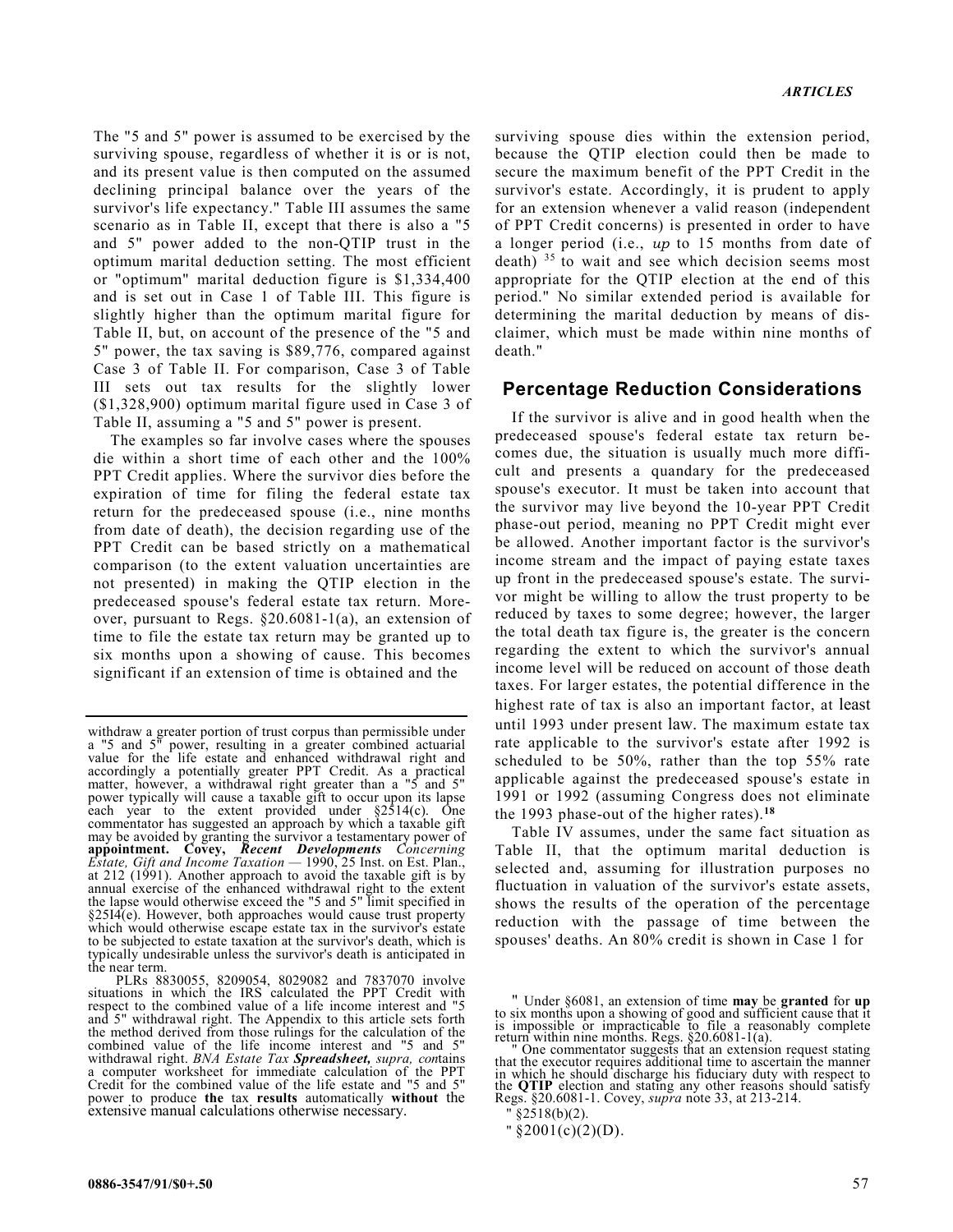The "5 and 5" power is assumed to be exercised by the surviving spouse, regardless of whether it is or is not, and its present value is then computed on the assumed declining principal balance over the years of the survivor's life expectancy." Table III assumes the same scenario as in Table II, except that there is also a "5 and 5" power added to the non-QTIP trust in the optimum marital deduction setting. The most efficient or "optimum" marital deduction figure is $1,334,400 and is set out in Case 1 of Table III. This figure is slightly higher than the optimum marital figure for Table II, but, on account of the presence of the "5 and 5" power, the tax saving is $89,776, compared against Case 3 of Table II. For comparison, Case 3 of Table III sets out tax results for the slightly lower ($1,328,900) optimum marital figure used in Case 3 of Table II, assuming a "5 and 5" power is present.

The examples so far involve cases where the spouses die within a short time of each other and the 100% PPT Credit applies. Where the survivor dies before the expiration of time for filing the federal estate tax return for the predeceased spouse (i.e., nine months from date of death), the decision regarding use of the PPT Credit can be based strictly on a mathematical comparison (to the extent valuation uncertainties are not presented) in making the QTIP election in the predeceased spouse's federal estate tax return. Moreover, pursuant to Regs. §20.6081-1(a), an extension of time to file the estate tax return may be granted up to six months upon a showing of cause. This becomes significant if an extension of time is obtained and the surviving spouse dies within the extension period, because the QTIP election could then be made to secure the maximum benefit of the PPT Credit in the survivor's estate. Accordingly, it is prudent to apply for an extension whenever a valid reason (independent of PPT Credit concerns) is presented in order to have a longer period (i.e., *up* to 15 months from date of death) [35] to wait and see which decision seems most appropriate for the QTIP election at the end of this period." No similar extended period is available for determining the marital deduction by means of disclaimer, which must be made within nine months of death."

## Percentage Reduction Considerations

If the survivor is alive and in good health when the predeceased spouse's federal estate tax return becomes due, the situation is usually much more difficult and presents a quandary for the predeceased spouse's executor. It must be taken into account that the survivor may live beyond the 10-year PPT Credit phase-out period, meaning no PPT Credit might ever be allowed. Another important factor is the survivor's income stream and the impact of paying estate taxes up front in the predeceased spouse's estate. The survivor might be willing to allow the trust property to be reduced by taxes to some degree; however, the larger the total death tax figure is, the greater is the concern regarding the extent to which the survivor's annual income level will be reduced on account of those death taxes. For larger estates, the potential difference in the highest rate of tax is also an important factor, at least until 1993 under present law. The maximum estate tax rate applicable to the survivor's estate after 1992 is scheduled to be 50%, rather than the top 55% rate applicable against the predeceased spouse's estate in 1991 or 1992 (assuming Congress does not eliminate the 1993 phase-out of the higher rates).[18]

Table IV assumes, under the same fact situation as Table II, that the optimum marital deduction is selected and, assuming for illustration purposes no fluctuation in valuation of the survivor's estate assets, shows the results of the operation of the percentage reduction with the passage of time between the spouses' deaths. An 80% credit is shown in Case 1 for

---

withdraw a greater portion of trust corpus than permissible under a "5 and 5" power, resulting in a greater combined actuarial value for the life estate and enhanced withdrawal right and accordingly a potentially greater PPT Credit. As a practical matter, however, a withdrawal right greater than a "5 and 5" power typically will cause a taxable gift to occur upon its lapse each year to the extent provided under §2514(c). One commentator has suggested an approach by which a taxable gift may be avoided by granting the survivor a testamentary power of **appointment. Covey,** ***Recent Developments*** *Concerning Estate, Gift and Income Taxation* — 1990, 25 Inst. on Est. Plan., at 212 (1991). Another approach to avoid the taxable gift is by annual exercise of the enhanced withdrawal right to the extent the lapse would otherwise exceed the "5 and 5" limit specified in §2514(e). However, both approaches would cause trust property which would otherwise escape estate tax in the survivor's estate to be subjected to estate taxation at the survivor's death, which is typically undesirable unless the survivor's death is anticipated in the near term.

PLRs 8830055, 8209054, 8029082 and 7837070 involve situations in which the IRS calculated the PPT Credit with respect to the combined value of a life income interest and "5 and 5" withdrawal right. The Appendix to this article sets forth the method derived from those rulings for the calculation of the combined value of the life income interest and "5 and 5" withdrawal right. *BNA Estate Tax* ***Spreadsheet,*** *supra, con*tains a computer worksheet for immediate calculation of the PPT Credit for the combined value of the life estate and "5 and 5" power to produce **the** tax **results** automatically **without** the extensive manual calculations otherwise necessary.

" Under §6081, an extension of time **may** be **granted** for **up** to six months upon a showing of good and sufficient cause that it is impossible or impracticable to file a reasonably complete return within nine months. Regs. §20.6081-1(a).

" One commentator suggests that an extension request stating that the executor requires additional time to ascertain the manner in which he should discharge his fiduciary duty with respect to the **QTIP** election and stating any other reasons should satisfy Regs. §20.6081-1. Covey, *supra* note 33, at 213-214.

" §2518(b)(2).

" §2001(c)(2)(D).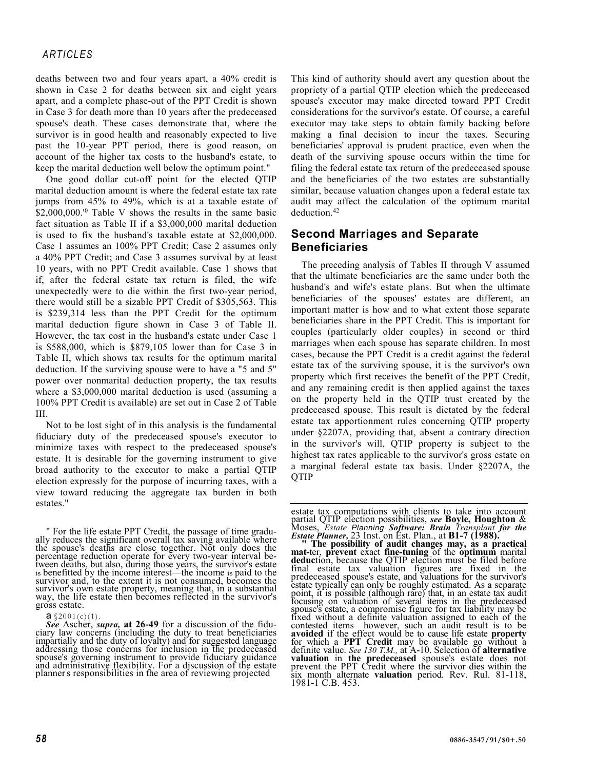deaths between two and four years apart, a 40% credit is shown in Case 2 for deaths between six and eight years apart, and a complete phase-out of the PPT Credit is shown in Case 3 for death more than 10 years after the predeceased spouse's death. These cases demonstrate that, where the survivor is in good health and reasonably expected to live past the 10-year PPT period, there is good reason, on account of the higher tax costs to the husband's estate, to keep the marital deduction well below the optimum point.[39]

One good dollar cut-off point for the elected QTIP marital deduction amount is where the federal estate tax rate jumps from 45% to 49%, which is at a taxable estate of $2,000,000.[40] Table V shows the results in the same basic fact situation as Table II if a $3,000,000 marital deduction is used to fix the husband's taxable estate at $2,000,000. Case 1 assumes an 100% PPT Credit; Case 2 assumes only a 40% PPT Credit; and Case 3 assumes survival by at least 10 years, with no PPT Credit available. Case 1 shows that if, after the federal estate tax return is filed, the wife unexpectedly were to die within the first two-year period, there would still be a sizable PPT Credit of $305,563. This is $239,314 less than the PPT Credit for the optimum marital deduction figure shown in Case 3 of Table II. However, the tax cost in the husband's estate under Case 1 is $588,000, which is $879,105 lower than for Case 3 in Table II, which shows tax results for the optimum marital deduction. If the surviving spouse were to have a "5 and 5" power over nonmarital deduction property, the tax results where a $3,000,000 marital deduction is used (assuming a 100% PPT Credit is available) are set out in Case 2 of Table III.

Not to be lost sight of in this analysis is the fundamental fiduciary duty of the predeceased spouse's executor to minimize taxes with respect to the predeceased spouse's estate. It is desirable for the governing instrument to give broad authority to the executor to make a partial QTIP election expressly for the purpose of incurring taxes, with a view toward reducing the aggregate tax burden in both estates.[41]

This kind of authority should avert any question about the propriety of a partial QTIP election which the predeceased spouse's executor may make directed toward PPT Credit considerations for the survivor's estate. Of course, a careful executor may take steps to obtain family backing before making a final decision to incur the taxes. Securing beneficiaries' approval is prudent practice, even when the death of the surviving spouse occurs within the time for filing the federal estate tax return of the predeceased spouse and the beneficiaries of the two estates are substantially similar, because valuation changes upon a federal estate tax audit may affect the calculation of the optimum marital deduction.[42]

## Second Marriages and Separate Beneficiaries

The preceding analysis of Tables II through V assumed that the ultimate beneficiaries are the same under both the husband's and wife's estate plans. But when the ultimate beneficiaries of the spouses' estates are different, an important matter is how and to what extent those separate beneficiaries share in the PPT Credit. This is important for couples (particularly older couples) in second or third marriages when each spouse has separate children. In most cases, because the PPT Credit is a credit against the federal estate tax of the surviving spouse, it is the survivor's own property which first receives the benefit of the PPT Credit, and any remaining credit is then applied against the taxes on the property held in the QTIP trust created by the predeceased spouse. This result is dictated by the federal estate tax apportionment rules concerning QTIP property under §2207A, providing that, absent a contrary direction in the survivor's will, QTIP property is subject to the highest tax rates applicable to the survivor's gross estate on a marginal federal estate tax basis. Under §2207A, the QTIP

---

[39] For the life estate PPT Credit, the passage of time gradually reduces the significant overall tax saving available where the spouse's deaths are close together. Not only does the percentage reduction operate for every two-year interval between deaths, but also, during those years, the survivor's estate is benefitted by the income interest—the income is paid to the survivor and, to the extent it is not consumed, becomes the survivor's own estate property, meaning that, in a substantial way, the life estate then becomes reflected in the survivor's gross estate.

[40] §2001(c)(1).

[41] *See* Ascher, *supra*, at 26-49 for a discussion of the fiduciary law concerns (including the duty to treat beneficiaries impartially and the duty of loyalty) and for suggested language addressing those concerns for inclusion in the predeceased spouse's governing instrument to provide fiduciary guidance and administrative flexibility. For a discussion of the estate planner's responsibilities in the area of reviewing projected estate tax computations with clients to take into account partial QTIP election possibilities, *see* Boyle, Houghton & Moses, *Estate Planning Software: Brain Transplant for the Estate Planner*, 23 Inst. on Est. Plan., at B1-7 (1988).

[42] The possibility of audit changes may, as a practical matter, prevent exact fine-tuning of the optimum marital deduction, because the QTIP election must be filed before final estate tax valuation figures are fixed in the predeceased spouse's estate, and valuations for the survivor's estate typically can only be roughly estimated. As a separate point, it is possible (although rare) that, in an estate tax audit focusing on valuation of several items in the predeceased spouse's estate, a compromise figure for tax liability may be fixed without a definite valuation assigned to each of the contested items—however, such an audit result is to be avoided if the effect would be to cause life estate property for which a PPT Credit may be available go without a definite value. *See 130 T.M.,* at A-10. Selection of alternative valuation in the predeceased spouse's estate does not prevent the PPT Credit where the survivor dies within the six month alternate valuation period. Rev. Rul. 81-118, 1981-1 C.B. 453.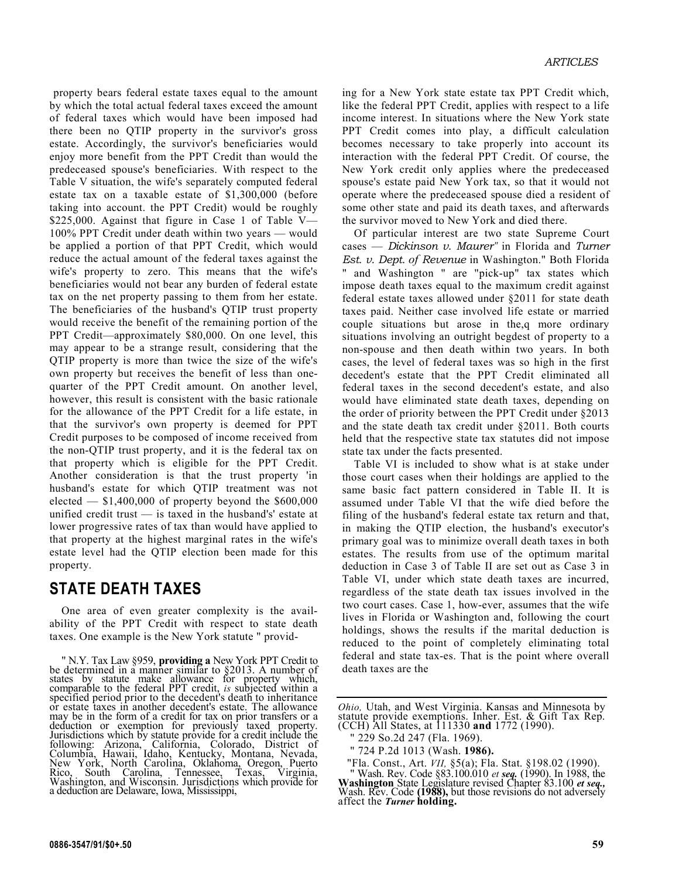property bears federal estate taxes equal to the amount by which the total actual federal taxes exceed the amount of federal taxes which would have been imposed had there been no QTIP property in the survivor's gross estate. Accordingly, the survivor's beneficiaries would enjoy more benefit from the PPT Credit than would the predeceased spouse's beneficiaries. With respect to the Table V situation, the wife's separately computed federal estate tax on a taxable estate of $1,300,000 (before taking into account. the PPT Credit) would be roughly $225,000. Against that figure in Case 1 of Table V—100% PPT Credit under death within two years — would be applied a portion of that PPT Credit, which would reduce the actual amount of the federal taxes against the wife's property to zero. This means that the wife's beneficiaries would not bear any burden of federal estate tax on the net property passing to them from her estate. The beneficiaries of the husband's QTIP trust property would receive the benefit of the remaining portion of the PPT Credit—approximately $80,000. On one level, this may appear to be a strange result, considering that the QTIP property is more than twice the size of the wife's own property but receives the benefit of less than one-quarter of the PPT Credit amount. On another level, however, this result is consistent with the basic rationale for the allowance of the PPT Credit for a life estate, in that the survivor's own property is deemed for PPT Credit purposes to be composed of income received from the non-QTIP trust property, and it is the federal tax on that property which is eligible for the PPT Credit. Another consideration is that the trust property 'in husband's estate for which QTIP treatment was not elected — $1,400,000 of property beyond the $600,000 unified credit trust — is taxed in the husband's' estate at lower progressive rates of tax than would have applied to that property at the highest marginal rates in the wife's estate level had the QTIP election been made for this property.

## STATE DEATH TAXES

One area of even greater complexity is the availability of the PPT Credit with respect to state death taxes. One example is the New York statute " providing for a New York state estate tax PPT Credit which, like the federal PPT Credit, applies with respect to a life income interest. In situations where the New York state PPT Credit comes into play, a difficult calculation becomes necessary to take properly into account its interaction with the federal PPT Credit. Of course, the New York credit only applies where the predeceased spouse's estate paid New York tax, so that it would not operate where the predeceased spouse died a resident of some other state and paid its death taxes, and afterwards the survivor moved to New York and died there.

Of particular interest are two state Supreme Court cases — *Dickinson v. Maurer*" in Florida and *Turner Est. v. Dept. of Revenue* in Washington." Both Florida " and Washington " are "pick-up" tax states which impose death taxes equal to the maximum credit against federal estate taxes allowed under §2011 for state death taxes paid. Neither case involved life estate or married couple situations but arose in the,q more ordinary situations involving an outright begdest of property to a non-spouse and then death within two years. In both cases, the level of federal taxes was so high in the first decedent's estate that the PPT Credit eliminated all federal taxes in the second decedent's estate, and also would have eliminated state death taxes, depending on the order of priority between the PPT Credit under §2013 and the state death tax credit under §2011. Both courts held that the respective state tax statutes did not impose state tax under the facts presented.

Table VI is included to show what is at stake under those court cases when their holdings are applied to the same basic fact pattern considered in Table II. It is assumed under Table VI that the wife died before the filing of the husband's federal estate tax return and that, in making the QTIP election, the husband's executor's primary goal was to minimize overall death taxes in both estates. The results from use of the optimum marital deduction in Case 3 of Table II are set out as Case 3 in Table VI, under which state death taxes are incurred, regardless of the state death tax issues involved in the two court cases. Case 1, how-ever, assumes that the wife lives in Florida or Washington and, following the court holdings, shows the results if the marital deduction is reduced to the point of completely eliminating total federal and state tax-es. That is the point where overall death taxes are the

---

" N.Y. Tax Law §959, **providing a** New York PPT Credit to be determined in a manner similar to §2013. A number of states by statute make allowance for property which, comparable to the federal PPT credit, *is* subjected within a specified period prior to the decedent's death to inheritance or estate taxes in another decedent's estate. The allowance may be in the form of a credit for tax on prior transfers or a deduction or exemption for previously taxed property. Jurisdictions which by statute provide for a credit include the following: Arizona, California, Colorado, District of Columbia, Hawaii, Idaho, Kentucky, Montana, Nevada, New York, North Carolina, Oklahoma, Oregon, Puerto Rico, South Carolina, Tennessee, Texas, Virginia, Washington, and Wisconsin. Jurisdictions which provide for a deduction are Delaware, Iowa, Mississippi, *Ohio,* Utah, and West Virginia. Kansas and Minnesota by statute provide exemptions. Inher. Est. & Gift Tax Rep. (CCH) All States, at 111330 **and** 1772 (1990).

" 229 So.2d 247 (Fla. 1969).

" 724 P.2d 1013 (Wash. **1986).**

"Fla. Const., Art. *VII,* §5(a); Fla. Stat. §198.02 (1990).

" Wash. Rev. Code §83.100.010 *et seq.* (1990). In 1988, the **Washington** State Legislature revised Chapter 83.100 *et seq.,* Wash. Rev. Code **(1988),** but those revisions do not adversely affect the ***Turner* holding.**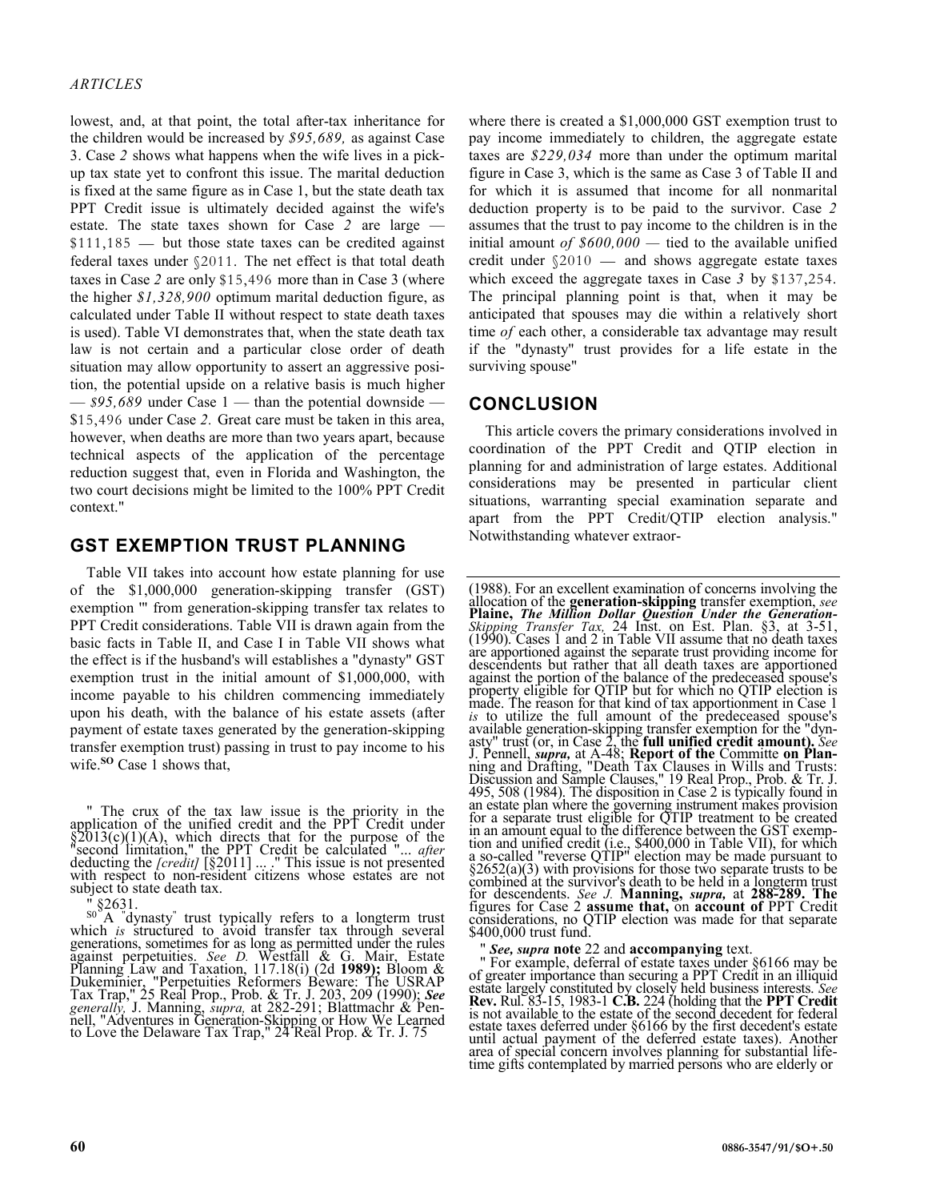lowest, and, at that point, the total after-tax inheritance for the children would be increased by *$95,689,* as against Case 3. Case *2* shows what happens when the wife lives in a pick-up tax state yet to confront this issue. The marital deduction is fixed at the same figure as in Case 1, but the state death tax PPT Credit issue is ultimately decided against the wife's estate. The state taxes shown for Case *2* are large — $111,185 — but those state taxes can be credited against federal taxes under §2011. The net effect is that total death taxes in Case *2* are only $15,496 more than in Case 3 (where the higher *$1,328,900* optimum marital deduction figure, as calculated under Table II without respect to state death taxes is used). Table VI demonstrates that, when the state death tax law is not certain and a particular close order of death situation may allow opportunity to assert an aggressive position, the potential upside on a relative basis is much higher — *$95,689* under Case 1 — than the potential downside — $15,496 under Case *2.* Great care must be taken in this area, however, when deaths are more than two years apart, because technical aspects of the application of the percentage reduction suggest that, even in Florida and Washington, the two court decisions might be limited to the 100% PPT Credit context."

## GST EXEMPTION TRUST PLANNING

Table VII takes into account how estate planning for use of the $1,000,000 generation-skipping transfer (GST) exemption "' from generation-skipping transfer tax relates to PPT Credit considerations. Table VII is drawn again from the basic facts in Table II, and Case I in Table VII shows what the effect is if the husband's will establishes a "dynasty" GST exemption trust in the initial amount of $1,000,000, with income payable to his children commencing immediately upon his death, with the balance of his estate assets (after payment of estate taxes generated by the generation-skipping transfer exemption trust) passing in trust to pay income to his wife.[SO] Case 1 shows that,

where there is created a $1,000,000 GST exemption trust to pay income immediately to children, the aggregate estate taxes are *$229,034* more than under the optimum marital figure in Case 3, which is the same as Case 3 of Table II and for which it is assumed that income for all nonmarital deduction property is to be paid to the survivor. Case *2* assumes that the trust to pay income to the children is in the initial amount *of $600,000* — tied to the available unified credit under §2010 — and shows aggregate estate taxes which exceed the aggregate taxes in Case *3* by $137,254. The principal planning point is that, when it may be anticipated that spouses may die within a relatively short time *of* each other, a considerable tax advantage may result if the "dynasty" trust provides for a life estate in the surviving spouse"

## CONCLUSION

This article covers the primary considerations involved in coordination of the PPT Credit and QTIP election in planning for and administration of large estates. Additional considerations may be presented in particular client situations, warranting special examination separate and apart from the PPT Credit/QTIP election analysis." Notwithstanding whatever extraor-

---

" The crux of the tax law issue is the priority in the application of the unified credit and the PPT Credit under §2013(c)(1)(A), which directs that for the purpose of the "second limitation," the PPT Credit be calculated "... *after* deducting the *[credit]* [§2011] ... ." This issue is not presented with respect to non-resident citizens whose estates are not subject to state death tax.

" §2631.

[SO] A "dynasty" trust typically refers to a longterm trust which *is* structured to avoid transfer tax through several generations, sometimes for as long as permitted under the rules against perpetuities. *See D.* Westfall & G. Mair, Estate Planning Law and Taxation, 117.18(i) (2d **1989);** Bloom & Dukeminier, "Perpetuities Reformers Beware: The USRAP Tax Trap," 25 Real Prop., Prob. & Tr. J. 203, 209 (1990); ***See generally,*** J. Manning, *supra,* at 282-291; Blattmachr & Pennell, "Adventures in Generation-Skipping or How We Learned to Love the Delaware Tax Trap," 24 Real Prop. & Tr. J. 75 (1988). For an excellent examination of concerns involving the allocation of the **generation-skipping** transfer exemption, *see* **Plaine, *The Million Dollar Question Under the Generation-*** *Skipping Transfer Tax,* 24 Inst. on Est. Plan. §3, at 3-51, (1990). Cases 1 and 2 in Table VII assume that no death taxes are apportioned against the separate trust providing income for descendents but rather that all death taxes are apportioned against the portion of the balance of the predeceased spouse's property eligible for QTIP but for which no QTIP election is made. The reason for that kind of tax apportionment in Case 1 *is* to utilize the full amount of the predeceased spouse's available generation-skipping transfer exemption for the "dynasty" trust (or, in Case 2, the **full unified credit amount).** *See* J. Pennell, ***supra,*** at A-48; **Report of the** Committe **on Plan**ning and Drafting, "Death Tax Clauses in Wills and Trusts: Discussion and Sample Clauses," 19 Real Prop., Prob. & Tr. J. 495, 508 (1984). The disposition in Case 2 is typically found in an estate plan where the governing instrument makes provision for a separate trust eligible for QTIP treatment to be created in an amount equal to the difference between the GST exemption and unified credit (i.e., $400,000 in Table VII), for which a so-called "reverse QTIP" election may be made pursuant to §2652(a)(3) with provisions for those two separate trusts to be combined at the survivor's death to be held in a longterm trust for descendents. *See J.* **Manning,** ***supra,*** at **288-289. The** figures for Case 2 **assume that,** on **account of** PPT Credit considerations, no QTIP election was made for that separate $400,000 trust fund.

" ***See, supra*** **note** 22 and **accompanying** text.

" For example, deferral of estate taxes under §6166 may be of greater importance than securing a PPT Credit in an illiquid estate largely constituted by closely held business interests. *See* **Rev.** Rul. 83-15, 1983-1 **C.B.** 224 (holding that the **PPT Credit** is not available to the estate of the second decedent for federal estate taxes deferred under §6166 by the first decedent's estate until actual payment of the deferred estate taxes). Another area of special concern involves planning for substantial lifetime gifts contemplated by married persons who are elderly or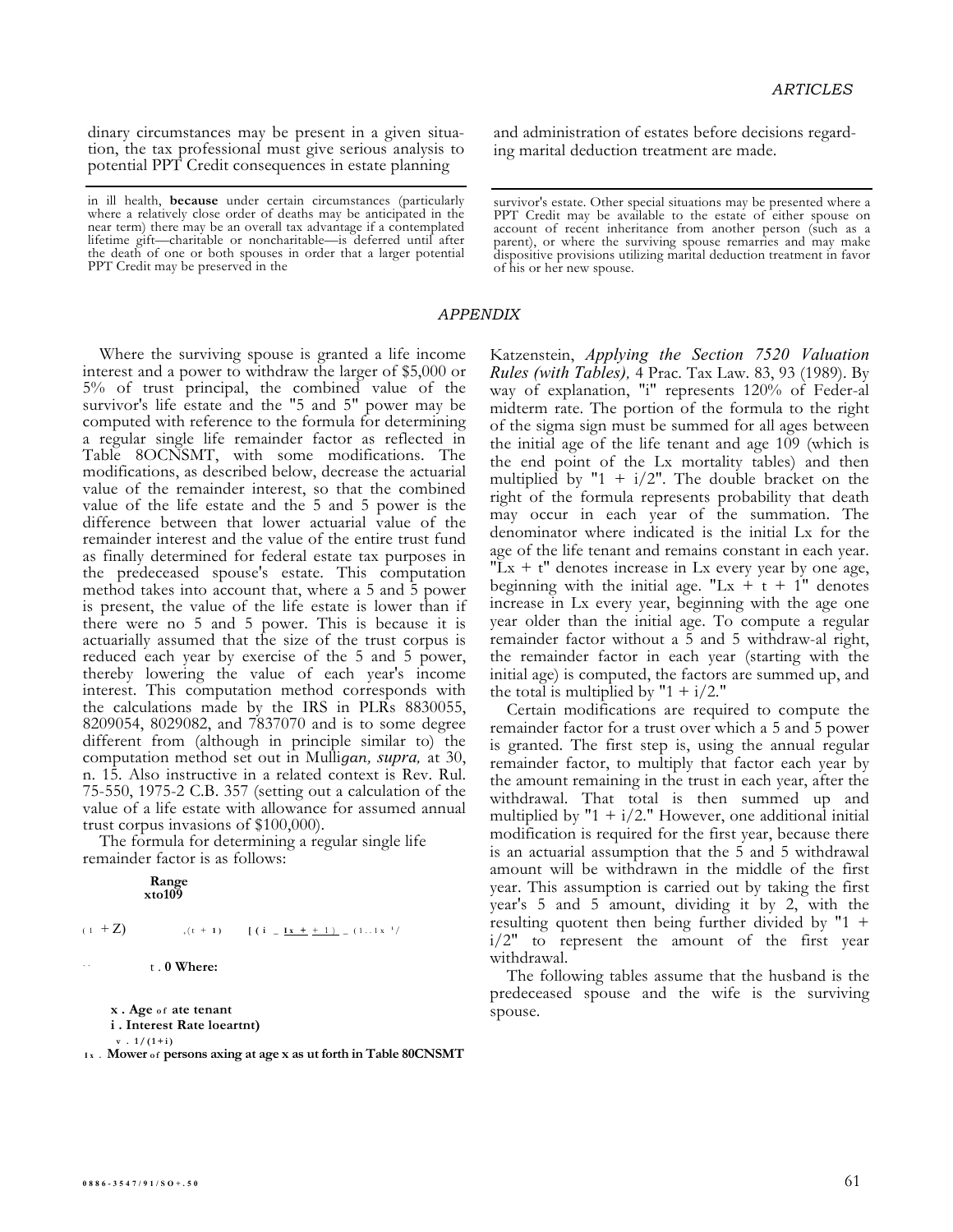dinary circumstances may be present in a given situation, the tax professional must give serious analysis to potential PPT Credit consequences in estate planning and administration of estates before decisions regarding marital deduction treatment are made.

in ill health, **because** under certain circumstances (particularly where a relatively close order of deaths may be anticipated in the near term) there may be an overall tax advantage if a contemplated lifetime gift—charitable or noncharitable—is deferred until after the death of one or both spouses in order that a larger potential PPT Credit may be preserved in the survivor's estate. Other special situations may be presented where a PPT Credit may be available to the estate of either spouse on account of recent inheritance from another person (such as a parent), or where the surviving spouse remarries and may make dispositive provisions utilizing marital deduction treatment in favor of his or her new spouse.

## *APPENDIX*

Where the surviving spouse is granted a life income interest and a power to withdraw the larger of $5,000 or 5% of trust principal, the combined value of the survivor's life estate and the "5 and 5" power may be computed with reference to the formula for determining a regular single life remainder factor as reflected in Table 8OCNSMT, with some modifications. The modifications, as described below, decrease the actuarial value of the remainder interest, so that the combined value of the life estate and the 5 and 5 power is the difference between that lower actuarial value of the remainder interest and the value of the entire trust fund as finally determined for federal estate tax purposes in the predeceased spouse's estate. This computation method takes into account that, where a 5 and 5 power is present, the value of the life estate is lower than if there were no 5 and 5 power. This is because it is actuarially assumed that the size of the trust corpus is reduced each year by exercise of the 5 and 5 power, thereby lowering the value of each year's income interest. This computation method corresponds with the calculations made by the IRS in PLRs 8830055, 8209054, 8029082, and 7837070 and is to some degree different from (although in principle similar to) the computation method set out in Mulli*gan, supra,* at 30, n. 15. Also instructive in a related context is Rev. Rul. 75-550, 1975-2 C.B. 357 (setting out a calculation of the value of a life estate with allowance for assumed annual trust corpus invasions of $100,000).

The formula for determining a regular single life remainder factor is as follows:

$$\left(1 + \frac{i}{2}\right) \sum_{t=0}^{\text{Range } x \text{ to } 109} v^{(t+1)} \left[\left(l_{x+t} - l_{x+t+1}\right) \div l_x\right]$$

Where:

- x = Age of the life tenant
- i = Interest Rate (decimal)
- v = 1/(1+i)
- $l_x$ = Number of persons living at age x as set forth in Table 80CNSMT

Katzenstein, *Applying the Section 7520 Valuation Rules (with Tables),* 4 Prac. Tax Law. 83, 93 (1989). By way of explanation, "i" represents 120% of Federal midterm rate. The portion of the formula to the right of the sigma sign must be summed for all ages between the initial age of the life tenant and age 109 (which is the end point of the Lx mortality tables) and then multiplied by "1 + i/2". The double bracket on the right of the formula represents probability that death may occur in each year of the summation. The denominator where indicated is the initial Lx for the age of the life tenant and remains constant in each year. "Lx + t" denotes increase in Lx every year by one age, beginning with the initial age. "Lx + t + 1" denotes increase in Lx every year, beginning with the age one year older than the initial age. To compute a regular remainder factor without a 5 and 5 withdrawal right, the remainder factor in each year (starting with the initial age) is computed, the factors are summed up, and the total is multiplied by "1 + i/2."

Certain modifications are required to compute the remainder factor for a trust over which a 5 and 5 power is granted. The first step is, using the annual regular remainder factor, to multiply that factor each year by the amount remaining in the trust in each year, after the withdrawal. That total is then summed up and multiplied by "1 + i/2." However, one additional initial modification is required for the first year, because there is an actuarial assumption that the 5 and 5 withdrawal amount will be withdrawn in the middle of the first year. This assumption is carried out by taking the first year's 5 and 5 amount, dividing it by 2, with the resulting quotent then being further divided by "1 + i/2" to represent the amount of the first year withdrawal.

The following tables assume that the husband is the predeceased spouse and the wife is the surviving spouse.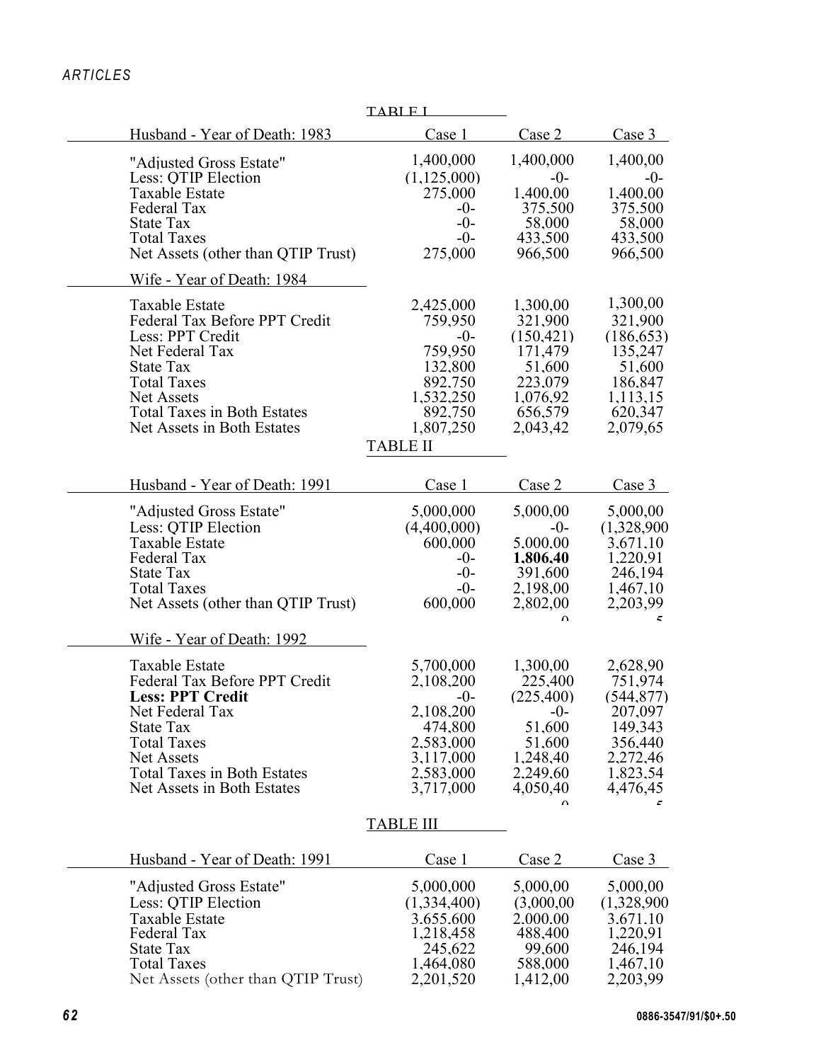TABLE I

| Husband - Year of Death: 1983 | Case 1 | Case 2 | Case 3 |
|---|---|---|---|
| "Adjusted Gross Estate" | 1,400,000 | 1,400,000 | 1,400,00 |
| Less: QTIP Election | (1,125,000) | -0- | -0- |
| Taxable Estate | 275,000 | 1,400,00 | 1,400,00 |
| Federal Tax | -0- | 375,500 | 375,500 |
| State Tax | -0- | 58,000 | 58,000 |
| Total Taxes | -0- | 433,500 | 433,500 |
| Net Assets (other than QTIP Trust) | 275,000 | 966,500 | 966,500 |
| **Wife - Year of Death: 1984** | | | |
| Taxable Estate | 2,425,000 | 1,300,00 | 1,300,00 |
| Federal Tax Before PPT Credit | 759,950 | 321,900 | 321,900 |
| Less: PPT Credit | -0- | (150,421) | (186,653) |
| Net Federal Tax | 759,950 | 171,479 | 135,247 |
| State Tax | 132,800 | 51,600 | 51,600 |
| Total Taxes | 892,750 | 223,079 | 186,847 |
| Net Assets | 1,532,250 | 1,076,92 | 1,113,15 |
| Total Taxes in Both Estates | 892,750 | 656,579 | 620,347 |
| Net Assets in Both Estates | 1,807,250 | 2,043,42 | 2,079,65 |

TABLE II

| Husband - Year of Death: 1991 | Case 1 | Case 2 | Case 3 |
|---|---|---|---|
| "Adjusted Gross Estate" | 5,000,000 | 5,000,00 | 5,000,00 |
| Less: QTIP Election | (4,400,000) | -0- | (1,328,900 |
| Taxable Estate | 600,000 | 5,000,00 | 3,671,10 |
| Federal Tax | -0- | **1,806,40** | 1,220,91 |
| State Tax | -0- | 391,600 | 246,194 |
| Total Taxes | -0- | 2,198,00 | 1,467,10 |
| Net Assets (other than QTIP Trust) | 600,000 | 2,802,00 | 2,203,99 |
| **Wife - Year of Death: 1992** | | | |
| Taxable Estate | 5,700,000 | 1,300,00 | 2,628,90 |
| Federal Tax Before PPT Credit | 2,108,200 | 225,400 | 751,974 |
| **Less: PPT Credit** | -0- | (225,400) | (544,877) |
| Net Federal Tax | 2,108,200 | -0- | 207,097 |
| State Tax | 474,800 | 51,600 | 149,343 |
| Total Taxes | 2,583,000 | 51,600 | 356,440 |
| Net Assets | 3,117,000 | 1,248,40 | 2,272,46 |
| Total Taxes in Both Estates | 2,583,000 | 2,249,60 | 1,823,54 |
| Net Assets in Both Estates | 3,717,000 | 4,050,40 | 4,476,45 |

TABLE III

| Husband - Year of Death: 1991 | Case 1 | Case 2 | Case 3 |
|---|---|---|---|
| "Adjusted Gross Estate" | 5,000,000 | 5,000,00 | 5,000,00 |
| Less: QTIP Election | (1,334,400) | (3,000,00 | (1,328,900 |
| Taxable Estate | 3,655,600 | 2,000,00 | 3,671,10 |
| Federal Tax | 1,218,458 | 488,400 | 1,220,91 |
| State Tax | 245,622 | 99,600 | 246,194 |
| Total Taxes | 1,464,080 | 588,000 | 1,467,10 |
| Net Assets (other than QTIP Trust) | 2,201,520 | 1,412,00 | 2,203,99 |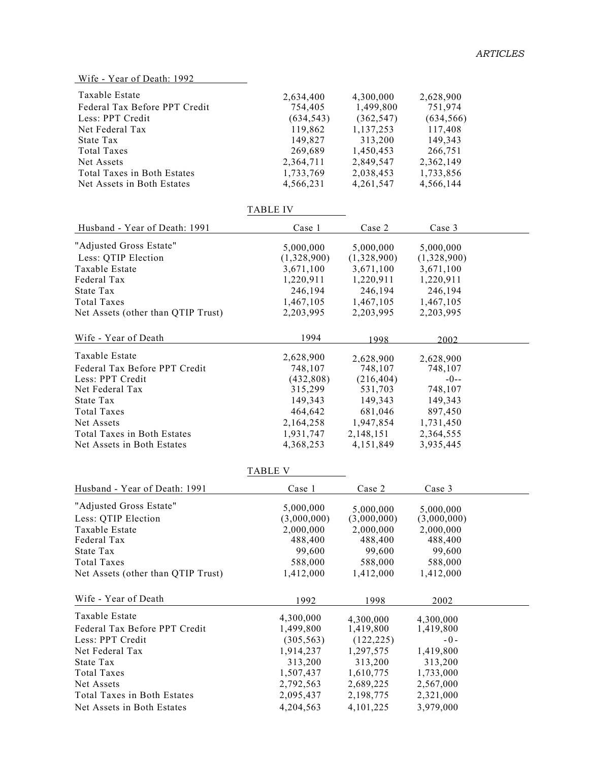| Wife - Year of Death: 1992 | | | |
|---|---|---|---|
| Taxable Estate | 2,634,400 | 4,300,000 | 2,628,900 |
| Federal Tax Before PPT Credit | 754,405 | 1,499,800 | 751,974 |
| Less: PPT Credit | (634,543) | (362,547) | (634,566) |
| Net Federal Tax | 119,862 | 1,137,253 | 117,408 |
| State Tax | 149,827 | 313,200 | 149,343 |
| Total Taxes | 269,689 | 1,450,453 | 266,751 |
| Net Assets | 2,364,711 | 2,849,547 | 2,362,149 |
| Total Taxes in Both Estates | 1,733,769 | 2,038,453 | 1,733,856 |
| Net Assets in Both Estates | 4,566,231 | 4,261,547 | 4,566,144 |

TABLE IV

| Husband - Year of Death: 1991 | Case 1 | Case 2 | Case 3 |
|---|---|---|---|
| "Adjusted Gross Estate" | 5,000,000 | 5,000,000 | 5,000,000 |
| Less: QTIP Election | (1,328,900) | (1,328,900) | (1,328,900) |
| Taxable Estate | 3,671,100 | 3,671,100 | 3,671,100 |
| Federal Tax | 1,220,911 | 1,220,911 | 1,220,911 |
| State Tax | 246,194 | 246,194 | 246,194 |
| Total Taxes | 1,467,105 | 1,467,105 | 1,467,105 |
| Net Assets (other than QTIP Trust) | 2,203,995 | 2,203,995 | 2,203,995 |

| Wife - Year of Death | 1994 | 1998 | 2002 |
|---|---|---|---|
| Taxable Estate | 2,628,900 | 2,628,900 | 2,628,900 |
| Federal Tax Before PPT Credit | 748,107 | 748,107 | 748,107 |
| Less: PPT Credit | (432,808) | (216,404) | -0-- |
| Net Federal Tax | 315,299 | 531,703 | 748,107 |
| State Tax | 149,343 | 149,343 | 149,343 |
| Total Taxes | 464,642 | 681,046 | 897,450 |
| Net Assets | 2,164,258 | 1,947,854 | 1,731,450 |
| Total Taxes in Both Estates | 1,931,747 | 2,148,151 | 2,364,555 |
| Net Assets in Both Estates | 4,368,253 | 4,151,849 | 3,935,445 |

TABLE V

| Husband - Year of Death: 1991 | Case 1 | Case 2 | Case 3 |
|---|---|---|---|
| "Adjusted Gross Estate" | 5,000,000 | 5,000,000 | 5,000,000 |
| Less: QTIP Election | (3,000,000) | (3,000,000) | (3,000,000) |
| Taxable Estate | 2,000,000 | 2,000,000 | 2,000,000 |
| Federal Tax | 488,400 | 488,400 | 488,400 |
| State Tax | 99,600 | 99,600 | 99,600 |
| Total Taxes | 588,000 | 588,000 | 588,000 |
| Net Assets (other than QTIP Trust) | 1,412,000 | 1,412,000 | 1,412,000 |

| Wife - Year of Death | 1992 | 1998 | 2002 |
|---|---|---|---|
| Taxable Estate | 4,300,000 | 4,300,000 | 4,300,000 |
| Federal Tax Before PPT Credit | 1,499,800 | 1,419,800 | 1,419,800 |
| Less: PPT Credit | (305,563) | (122,225) | -0- |
| Net Federal Tax | 1,914,237 | 1,297,575 | 1,419,800 |
| State Tax | 313,200 | 313,200 | 313,200 |
| Total Taxes | 1,507,437 | 1,610,775 | 1,733,000 |
| Net Assets | 2,792,563 | 2,689,225 | 2,567,000 |
| Total Taxes in Both Estates | 2,095,437 | 2,198,775 | 2,321,000 |
| Net Assets in Both Estates | 4,204,563 | 4,101,225 | 3,979,000 |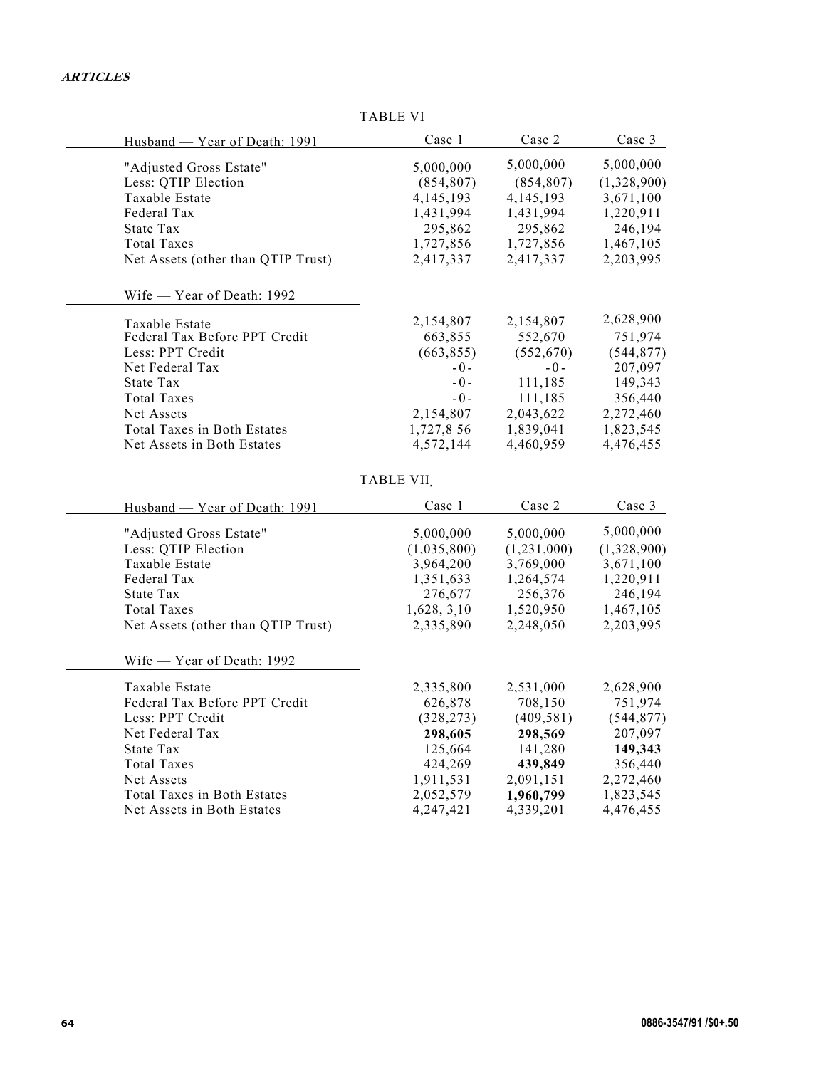TABLE VI

| Husband — Year of Death: 1991 | Case 1 | Case 2 | Case 3 |
|---|---|---|---|
| "Adjusted Gross Estate" | 5,000,000 | 5,000,000 | 5,000,000 |
| Less: QTIP Election | (854,807) | (854,807) | (1,328,900) |
| Taxable Estate | 4,145,193 | 4,145,193 | 3,671,100 |
| Federal Tax | 1,431,994 | 1,431,994 | 1,220,911 |
| State Tax | 295,862 | 295,862 | 246,194 |
| Total Taxes | 1,727,856 | 1,727,856 | 1,467,105 |
| Net Assets (other than QTIP Trust) | 2,417,337 | 2,417,337 | 2,203,995 |
| **Wife — Year of Death: 1992** | | | |
| Taxable Estate | 2,154,807 | 2,154,807 | 2,628,900 |
| Federal Tax Before PPT Credit | 663,855 | 552,670 | 751,974 |
| Less: PPT Credit | (663,855) | (552,670) | (544,877) |
| Net Federal Tax | -0- | -0- | 207,097 |
| State Tax | -0- | 111,185 | 149,343 |
| Total Taxes | -0- | 111,185 | 356,440 |
| Net Assets | 2,154,807 | 2,043,622 | 2,272,460 |
| Total Taxes in Both Estates | 1,727,8 56 | 1,839,041 | 1,823,545 |
| Net Assets in Both Estates | 4,572,144 | 4,460,959 | 4,476,455 |

TABLE VII

| Husband — Year of Death: 1991 | Case 1 | Case 2 | Case 3 |
|---|---|---|---|
| "Adjusted Gross Estate" | 5,000,000 | 5,000,000 | 5,000,000 |
| Less: QTIP Election | (1,035,800) | (1,231,000) | (1,328,900) |
| Taxable Estate | 3,964,200 | 3,769,000 | 3,671,100 |
| Federal Tax | 1,351,633 | 1,264,574 | 1,220,911 |
| State Tax | 276,677 | 256,376 | 246,194 |
| Total Taxes | 1,628, 3,10 | 1,520,950 | 1,467,105 |
| Net Assets (other than QTIP Trust) | 2,335,890 | 2,248,050 | 2,203,995 |
| **Wife — Year of Death: 1992** | | | |
| Taxable Estate | 2,335,800 | 2,531,000 | 2,628,900 |
| Federal Tax Before PPT Credit | 626,878 | 708,150 | 751,974 |
| Less: PPT Credit | (328,273) | (409,581) | (544,877) |
| Net Federal Tax | **298,605** | **298,569** | 207,097 |
| State Tax | 125,664 | 141,280 | **149,343** |
| Total Taxes | 424,269 | **439,849** | 356,440 |
| Net Assets | 1,911,531 | 2,091,151 | 2,272,460 |
| Total Taxes in Both Estates | 2,052,579 | **1,960,799** | 1,823,545 |
| Net Assets in Both Estates | 4,247,421 | 4,339,201 | 4,476,455 |